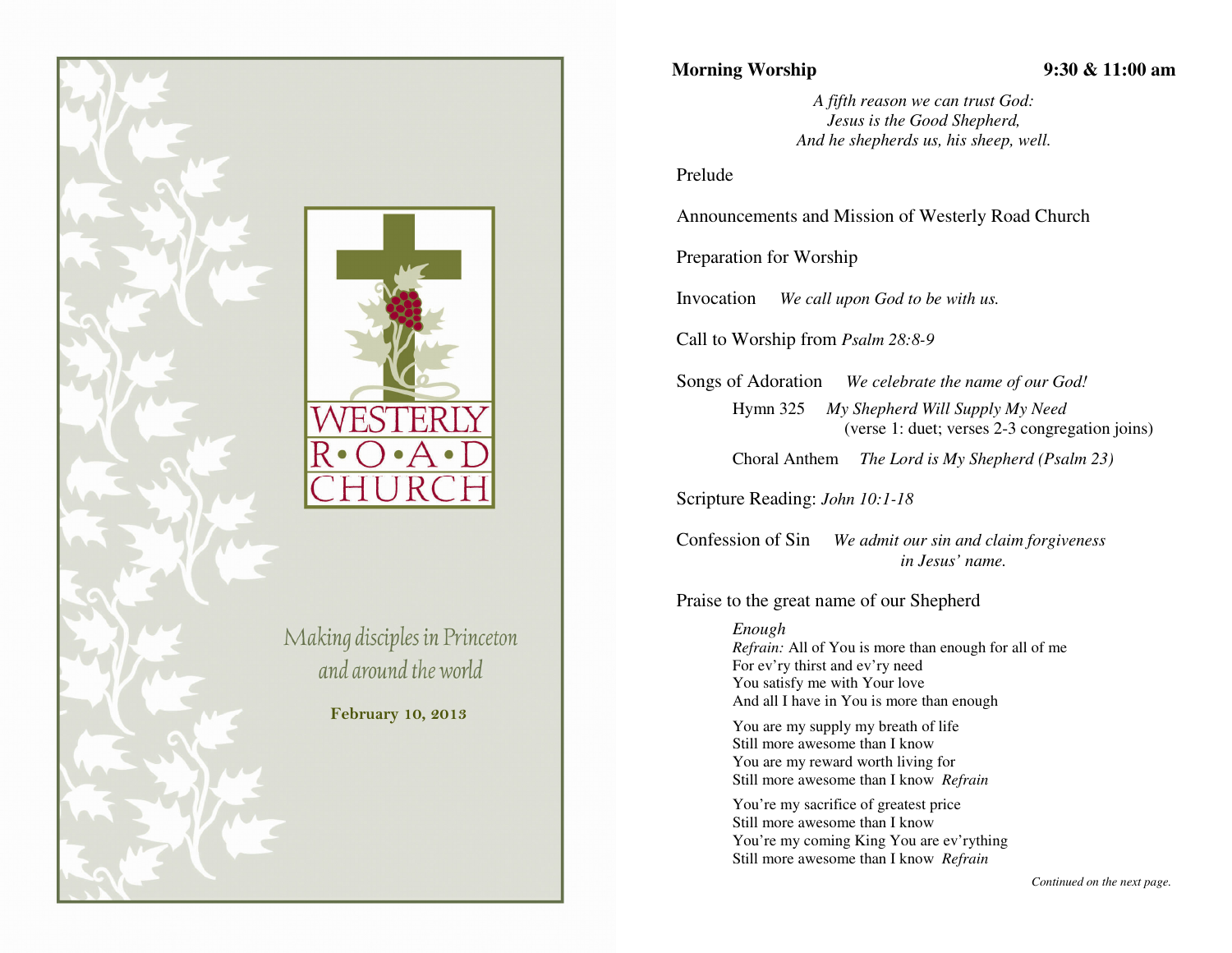# WESTERLY R•O•A•D CHURCH

*Making disciples in Princeton and around the world*

**February 10, 2013**

**Morning Worship** **9:30 & 11:00 am**

*A fifth reason we can trust God:*
*Jesus is the Good Shepherd,*
*And he shepherds us, his sheep, well.*

Prelude

Announcements and Mission of Westerly Road Church

Preparation for Worship

Invocation *We call upon God to be with us.*

Call to Worship from *Psalm 28:8-9*

Songs of Adoration *We celebrate the name of our God!*

Hymn 325 *My Shepherd Will Supply My Need*
(verse 1: duet; verses 2-3 congregation joins)

Choral Anthem *The Lord is My Shepherd (Psalm 23)*

Scripture Reading: *John 10:1-18*

Confession of Sin *We admit our sin and claim forgiveness in Jesus' name.*

Praise to the great name of our Shepherd

*Enough*
*Refrain:* All of You is more than enough for all of me
For ev'ry thirst and ev'ry need
You satisfy me with Your love
And all I have in You is more than enough

You are my supply my breath of life
Still more awesome than I know
You are my reward worth living for
Still more awesome than I know *Refrain*

You're my sacrifice of greatest price
Still more awesome than I know
You're my coming King You are ev'rything
Still more awesome than I know *Refrain*

*Continued on the next page.*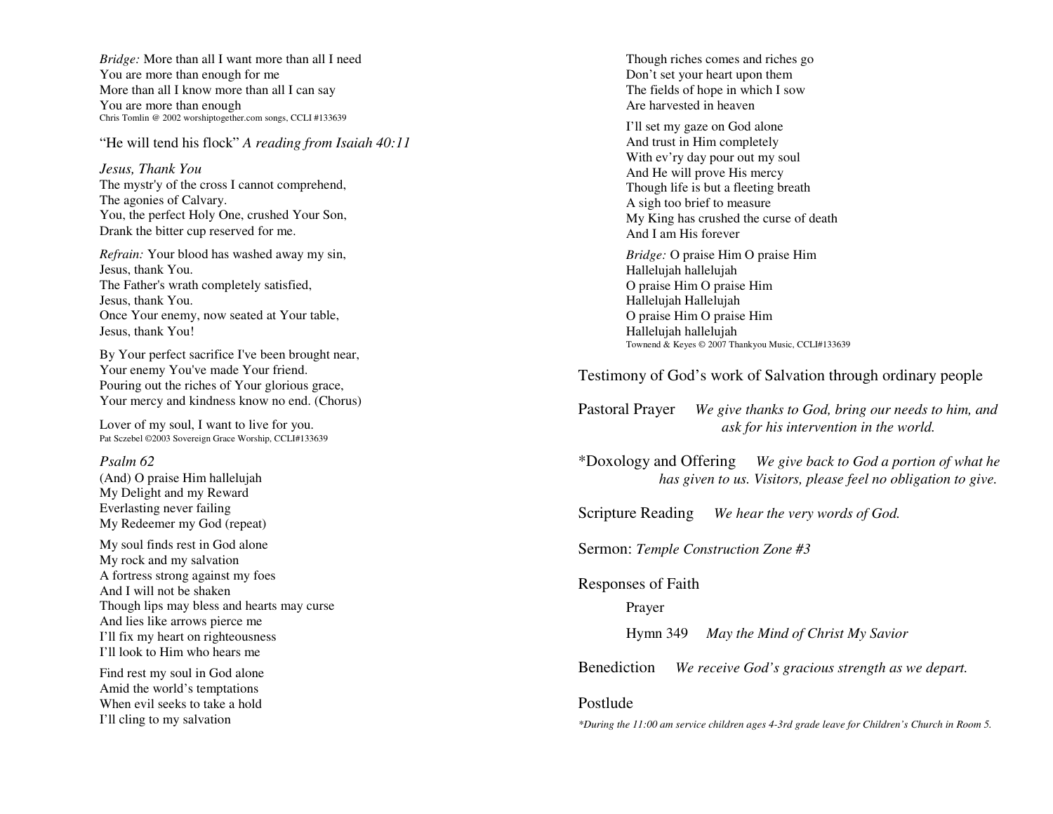*Bridge:* More than all I want more than all I need
You are more than enough for me
More than all I know more than all I can say
You are more than enough
Chris Tomlin @ 2002 worshiptogether.com songs, CCLI #133639

"He will tend his flock" *A reading from Isaiah 40:11*

*Jesus, Thank You*
The mystr'y of the cross I cannot comprehend,
The agonies of Calvary.
You, the perfect Holy One, crushed Your Son,
Drank the bitter cup reserved for me.

*Refrain:* Your blood has washed away my sin,
Jesus, thank You.
The Father's wrath completely satisfied,
Jesus, thank You.
Once Your enemy, now seated at Your table,
Jesus, thank You!

By Your perfect sacrifice I've been brought near,
Your enemy You've made Your friend.
Pouring out the riches of Your glorious grace,
Your mercy and kindness know no end. (Chorus)

Lover of my soul, I want to live for you.
Pat Sczebel ©2003 Sovereign Grace Worship, CCLI#133639

*Psalm 62*
(And) O praise Him hallelujah
My Delight and my Reward
Everlasting never failing
My Redeemer my God (repeat)

My soul finds rest in God alone
My rock and my salvation
A fortress strong against my foes
And I will not be shaken
Though lips may bless and hearts may curse
And lies like arrows pierce me
I'll fix my heart on righteousness
I'll look to Him who hears me

Find rest my soul in God alone
Amid the world's temptations
When evil seeks to take a hold
I'll cling to my salvation
Though riches comes and riches go
Don't set your heart upon them
The fields of hope in which I sow
Are harvested in heaven

I'll set my gaze on God alone
And trust in Him completely
With ev'ry day pour out my soul
And He will prove His mercy
Though life is but a fleeting breath
A sigh too brief to measure
My King has crushed the curse of death
And I am His forever

*Bridge:* O praise Him O praise Him
Hallelujah hallelujah
O praise Him O praise Him
Hallelujah Hallelujah
O praise Him O praise Him
Hallelujah hallelujah
Townend & Keyes © 2007 Thankyou Music, CCLI#133639

Testimony of God's work of Salvation through ordinary people

Pastoral Prayer *We give thanks to God, bring our needs to him, and ask for his intervention in the world.*

*Doxology and Offering *We give back to God a portion of what he has given to us. Visitors, please feel no obligation to give.*

Scripture Reading *We hear the very words of God.*

Sermon: *Temple Construction Zone #3*

Responses of Faith

Prayer

Hymn 349 *May the Mind of Christ My Savior*

Benediction *We receive God's gracious strength as we depart.*

Postlude

*\*During the 11:00 am service children ages 4-3rd grade leave for Children's Church in Room 5.*